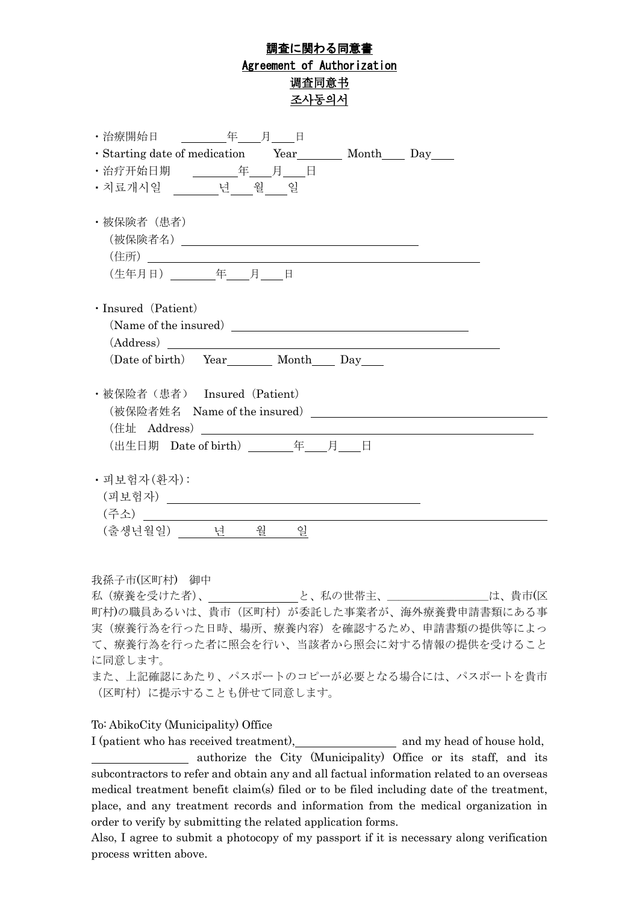# 調査に関わる同意書

# Agreement of Authorization

# 调查同意书

# 조사동의서

・治療開始日　＿＿＿＿年＿＿月＿＿日

・Starting date of medication　Year＿＿＿＿ Month＿＿ Day＿＿

・治疗开始日期　＿＿＿＿年＿＿月＿＿日

・치료개시일　＿＿＿＿년＿＿월＿＿일

・被保険者（患者）

（被保険者名）＿＿＿＿＿＿＿＿＿＿＿＿＿＿＿＿＿＿＿＿

（住所）＿＿＿＿＿＿＿＿＿＿＿＿＿＿＿＿＿＿＿＿＿＿＿＿＿＿＿＿

（生年月日）＿＿＿＿年＿＿月＿＿日

・Insured（Patient）

（Name of the insured）＿＿＿＿＿＿＿＿＿＿＿＿＿＿＿＿＿＿＿＿

（Address）＿＿＿＿＿＿＿＿＿＿＿＿＿＿＿＿＿＿＿＿＿＿＿＿＿＿＿＿

（Date of birth）　Year＿＿＿＿ Month＿＿ Day＿＿

・被保险者（患者）　Insured（Patient）

（被保险者姓名　Name of the insured）＿＿＿＿＿＿＿＿＿＿＿＿＿＿＿＿＿＿＿＿

（住址　Address）＿＿＿＿＿＿＿＿＿＿＿＿＿＿＿＿＿＿＿＿＿＿＿＿＿＿＿＿

（出生日期　Date of birth）＿＿＿＿年＿＿月＿＿日

・피보험자(환자) :

(피보험자) ＿＿＿＿＿＿＿＿＿＿＿＿＿＿＿＿＿＿＿＿

(주소) ＿＿＿＿＿＿＿＿＿＿＿＿＿＿＿＿＿＿＿＿＿＿＿＿＿＿＿＿

(출생년월일) ＿＿＿년＿＿＿월＿＿＿일

我孫子市(区町村)　御中

私（療養を受けた者）、＿＿＿＿＿＿＿＿と、私の世帯主、＿＿＿＿＿＿＿＿＿は、貴市(区町村)の職員あるいは、貴市（区町村）が委託した事業者が、海外療養費申請書類にある事実（療養行為を行った日時、場所、療養内容）を確認するため、申請書類の提供等によって、療養行為を行った者に照会を行い、当該者から照会に対する情報の提供を受けることに同意します。

また、上記確認にあたり、パスポートのコピーが必要となる場合には、パスポートを貴市（区町村）に提示することも併せて同意します。

To: AbikoCity (Municipality) Office

I (patient who has received treatment),＿＿＿＿＿＿＿＿＿ and my head of house hold, ＿＿＿＿＿＿＿＿ authorize the City (Municipality) Office or its staff, and its subcontractors to refer and obtain any and all factual information related to an overseas medical treatment benefit claim(s) filed or to be filed including date of the treatment, place, and any treatment records and information from the medical organization in order to verify by submitting the related application forms.

Also, I agree to submit a photocopy of my passport if it is necessary along verification process written above.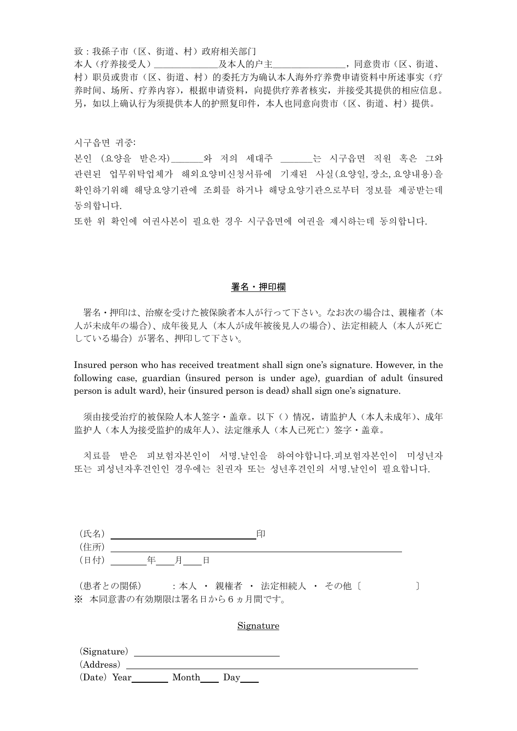致：我孫子市（区、街道、村）政府相关部门

本人（疗养接受人）______________及本人的户主________________，同意贵市（区、街道、村）职员或贵市（区、街道、村）的委托方为确认本人海外疗养费申请资料中所述事实（疗养时间、场所、疗养内容），根据申请资料，向提供疗养者核实，并接受其提供的相应信息。另，如以上确认行为须提供本人的护照复印件，本人也同意向贵市（区、街道、村）提供。

시구읍면 귀중:

본인 (요양을 받은자)_______와 저의 세대주 _______는 시구읍면 직원 혹은 그와 관련된 업무위탁업체가 해외요양비신청서류에 기재된 사실(요양일, 장소, 요양내용)을 확인하기위해 해당요양기관에 조회를 하거나 해당요양기관으로부터 정보를 제공받는데 동의합니다.

또한 위 확인에 여권사본이 필요한 경우 시구읍면에 여권을 제시하는데 동의합니다.

## 署名・押印欄

署名・押印は、治療を受けた被保険者本人が行って下さい。なお次の場合は、親権者（本人が未成年の場合）、成年後見人（本人が成年被後見人の場合）、法定相続人（本人が死亡している場合）が署名、押印して下さい。

Insured person who has received treatment shall sign one's signature. However, in the following case, guardian (insured person is under age), guardian of adult (insured person is adult ward), heir (insured person is dead) shall sign one's signature.

须由接受治疗的被保险人本人签字・盖章。以下（）情况，请监护人（本人未成年）、成年监护人（本人为接受监护的成年人）、法定继承人（本人已死亡）签字・盖章。

치료를 받은 피보험자본인이 서명.날인을 하여야합니다.피보험자본인이 미성년자 또는 피성년자후견인인 경우에는 친권자 또는 성년후견인의 서명.날인이 필요합니다.

（氏名）________________________________印

（住所）________________________________________________________________

（日付）________年____月____日

（患者との関係）　：本人 ・ 親権者 ・ 法定相続人 ・ その他〔　　　　　　〕

※ 本同意書の有効期限は署名日から６ヵ月間です。

## Signature

（Signature）____________________________

（Address）____________________________________________________________

（Date）Year________ Month____ Day____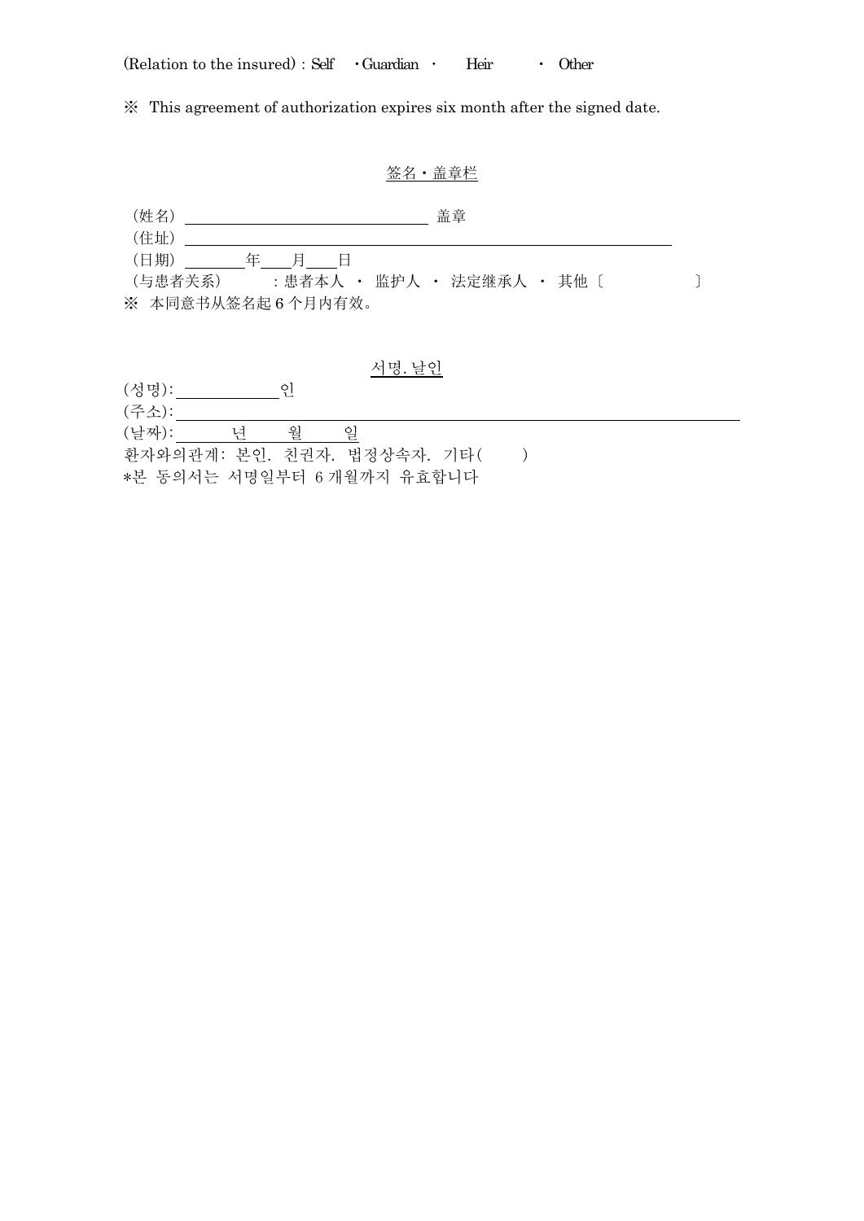(Relation to the insured) : Self ・Guardian ・ Heir ・ Other

※ This agreement of authorization expires six month after the signed date.

签名・盖章栏

(姓名) ______________________________ 盖章

(住址) ______________________________________________________________

(日期) ________年____月____日

(与患者关系) ：患者本人 ・ 监护人 ・ 法定继承人 ・ 其他〔 〕

※ 本同意书从签名起 6 个月内有效。

서명. 날인

(성명): _____________인

(주소): ______________________________________________________________

(날짜): ______년______월______일

환자와의관계: 본인. 친권자. 법정상속자. 기타( )

*본 동의서는 서명일부터 6 개월까지 유효합니다